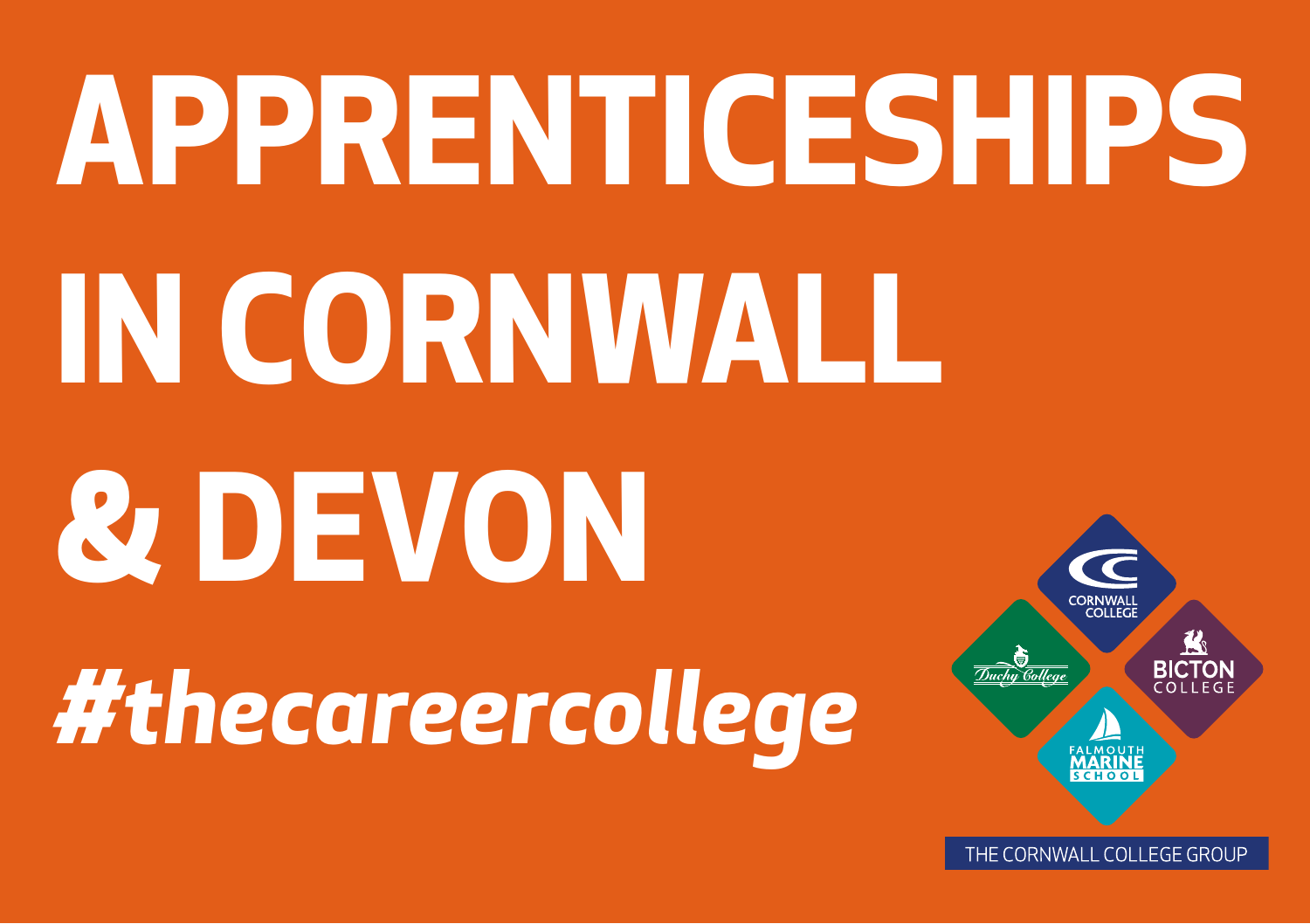# APPRENTICESHIPS IN CORNWALL & DEVON

***#thecareercollege***

CORNWALL COLLEGE

Duchy College

BICTON COLLEGE

FALMOUTH MARINE SCHOOL

THE CORNWALL COLLEGE GROUP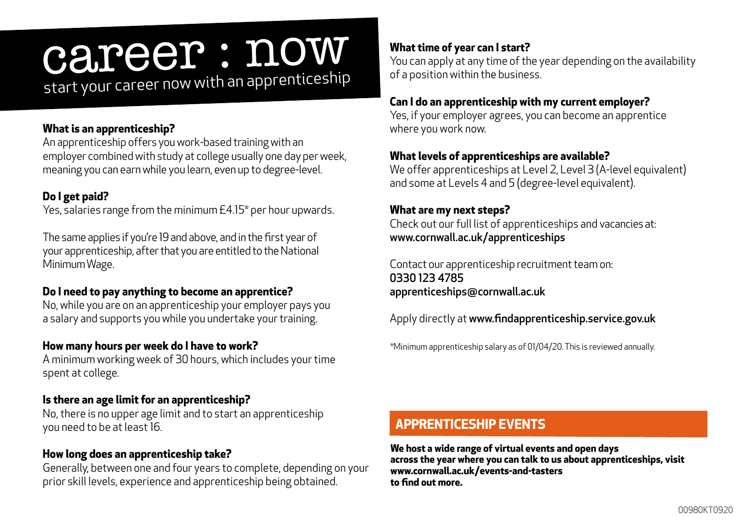# career : now

start your career now with an apprenticeship

### What is an apprenticeship?

An apprenticeship offers you work-based training with an employer combined with study at college usually one day per week, meaning you can earn while you learn, even up to degree-level.

### Do I get paid?

Yes, salaries range from the minimum £4.15* per hour upwards.

The same applies if you're 19 and above, and in the first year of your apprenticeship, after that you are entitled to the National Minimum Wage.

### Do I need to pay anything to become an apprentice?

No, while you are on an apprenticeship your employer pays you a salary and supports you while you undertake your training.

### How many hours per week do I have to work?

A minimum working week of 30 hours, which includes your time spent at college.

### Is there an age limit for an apprenticeship?

No, there is no upper age limit and to start an apprenticeship you need to be at least 16.

### How long does an apprenticeship take?

Generally, between one and four years to complete, depending on your prior skill levels, experience and apprenticeship being obtained.

### What time of year can I start?

You can apply at any time of the year depending on the availability of a position within the business.

### Can I do an apprenticeship with my current employer?

Yes, if your employer agrees, you can become an apprentice where you work now.

### What levels of apprenticeships are available?

We offer apprenticeships at Level 2, Level 3 (A-level equivalent) and some at Levels 4 and 5 (degree-level equivalent).

### What are my next steps?

Check out our full list of apprenticeships and vacancies at:
**www.cornwall.ac.uk/apprenticeships**

Contact our apprenticeship recruitment team on:
**0330 123 4785**
**apprenticeships@cornwall.ac.uk**

Apply directly at **www.findapprenticeship.service.gov.uk**

*Minimum apprenticeship salary as of 01/04/20. This is reviewed annually.

## APPRENTICESHIP EVENTS

**We host a wide range of virtual events and open days across the year where you can talk to us about apprenticeships, visit www.cornwall.ac.uk/events-and-tasters to find out more.**

00980KT0920